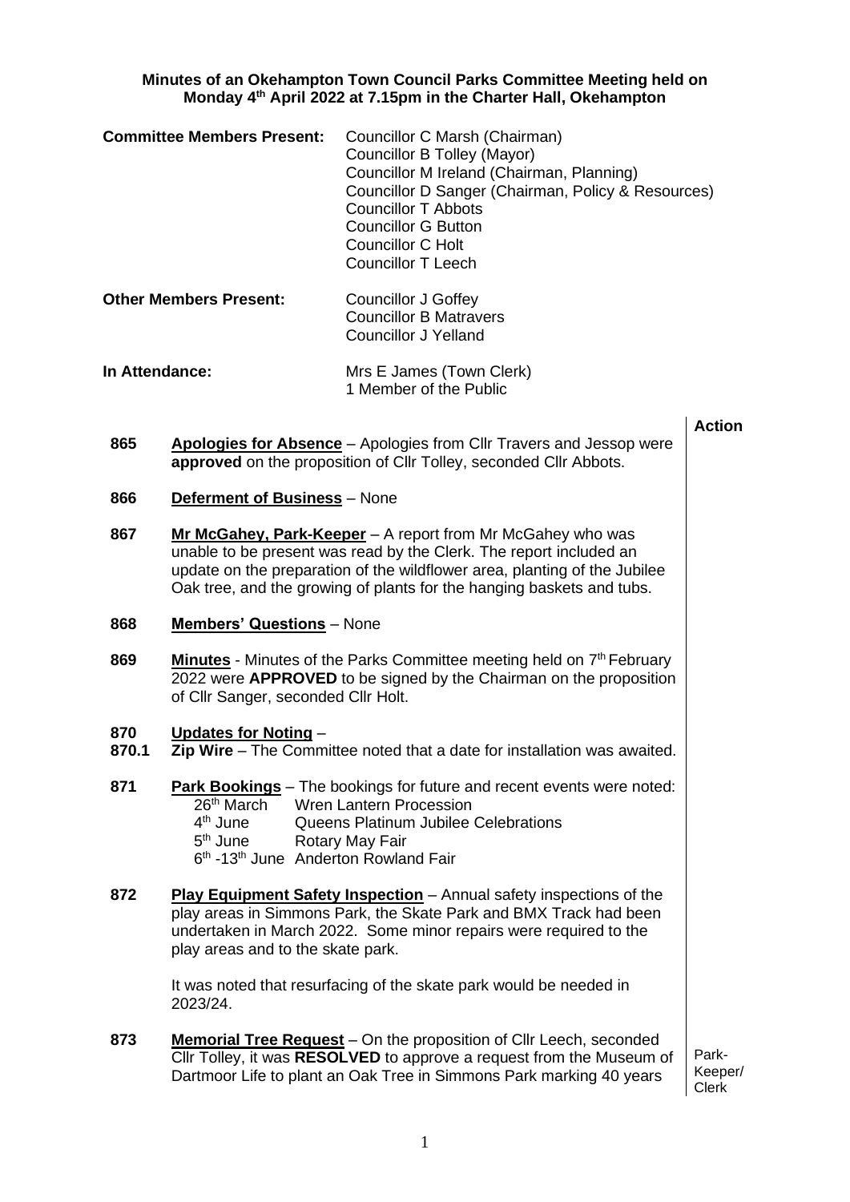**Minutes of an Okehampton Town Council Parks Committee Meeting held on Monday 4th April 2022 at 7.15pm in the Charter Hall, Okehampton**

**Committee Members Present:**
Councillor C Marsh (Chairman)
Councillor B Tolley (Mayor)
Councillor M Ireland (Chairman, Planning)
Councillor D Sanger (Chairman, Policy & Resources)
Councillor T Abbots
Councillor G Button
Councillor C Holt
Councillor T Leech

**Other Members Present:**
Councillor J Goffey
Councillor B Matravers
Councillor J Yelland

**In Attendance:**
Mrs E James (Town Clerk)
1 Member of the Public

| | | Action |
|---|---|---|
| 865 | **Apologies for Absence** – Apologies from Cllr Travers and Jessop were **approved** on the proposition of Cllr Tolley, seconded Cllr Abbots. | |
| 866 | **Deferment of Business** – None | |
| 867 | **Mr McGahey, Park-Keeper** – A report from Mr McGahey who was unable to be present was read by the Clerk. The report included an update on the preparation of the wildflower area, planting of the Jubilee Oak tree, and the growing of plants for the hanging baskets and tubs. | |
| 868 | **Members' Questions** – None | |
| 869 | **Minutes** - Minutes of the Parks Committee meeting held on 7th February 2022 were **APPROVED** to be signed by the Chairman on the proposition of Cllr Sanger, seconded Cllr Holt. | |
| 870 | **Updates for Noting** – | |
| 870.1 | **Zip Wire** – The Committee noted that a date for installation was awaited. | |
| 871 | **Park Bookings** – The bookings for future and recent events were noted:<br>26th March Wren Lantern Procession<br>4th June Queens Platinum Jubilee Celebrations<br>5th June Rotary May Fair<br>6th -13th June Anderton Rowland Fair | |
| 872 | **Play Equipment Safety Inspection** – Annual safety inspections of the play areas in Simmons Park, the Skate Park and BMX Track had been undertaken in March 2022. Some minor repairs were required to the play areas and to the skate park.<br><br>It was noted that resurfacing of the skate park would be needed in 2023/24. | |
| 873 | **Memorial Tree Request** – On the proposition of Cllr Leech, seconded Cllr Tolley, it was **RESOLVED** to approve a request from the Museum of Dartmoor Life to plant an Oak Tree in Simmons Park marking 40 years | Park-Keeper/ Clerk |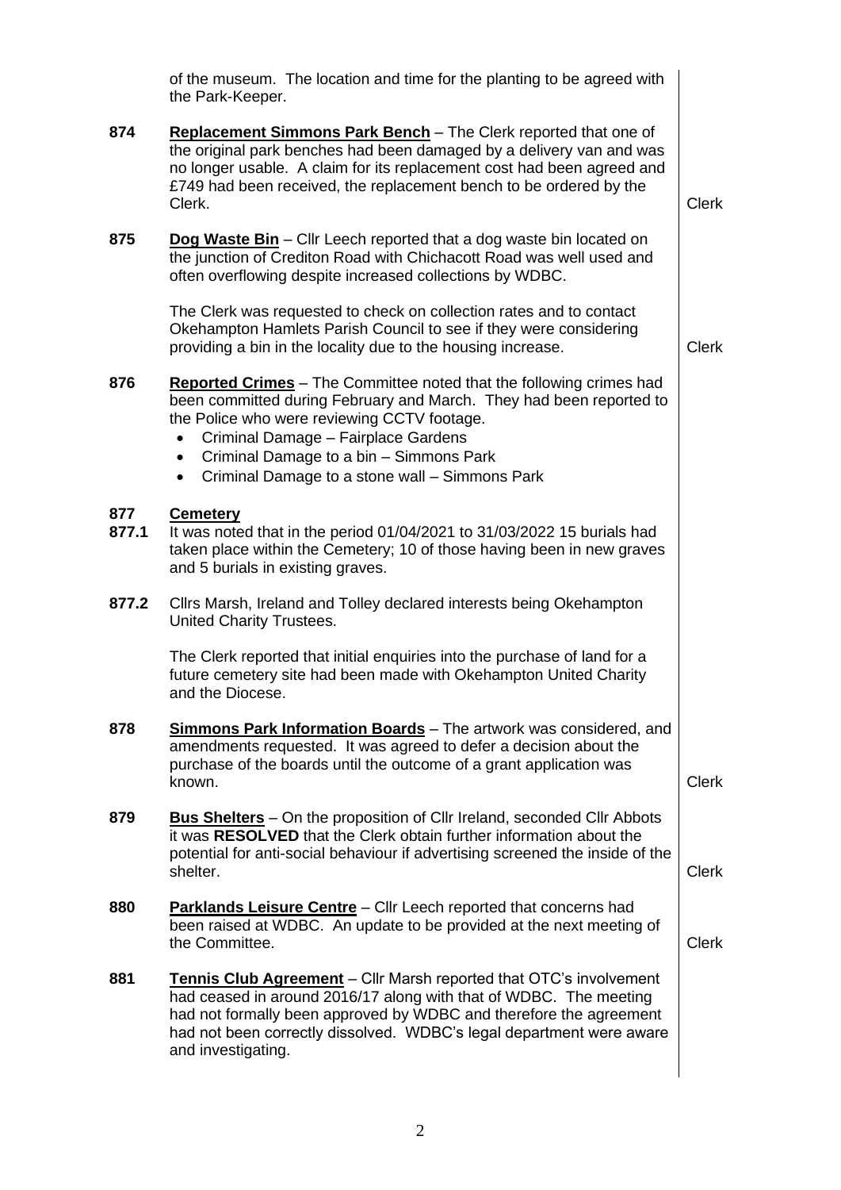of the museum. The location and time for the planting to be agreed with the Park-Keeper.

**874** **Replacement Simmons Park Bench** – The Clerk reported that one of the original park benches had been damaged by a delivery van and was no longer usable. A claim for its replacement cost had been agreed and £749 had been received, the replacement bench to be ordered by the Clerk. — *Clerk*

**875** **Dog Waste Bin** – Cllr Leech reported that a dog waste bin located on the junction of Crediton Road with Chichacott Road was well used and often overflowing despite increased collections by WDBC.

The Clerk was requested to check on collection rates and to contact Okehampton Hamlets Parish Council to see if they were considering providing a bin in the locality due to the housing increase. — *Clerk*

**876** **Reported Crimes** – The Committee noted that the following crimes had been committed during February and March. They had been reported to the Police who were reviewing CCTV footage.

- Criminal Damage – Fairplace Gardens
- Criminal Damage to a bin – Simmons Park
- Criminal Damage to a stone wall – Simmons Park

**877** **Cemetery**

**877.1** It was noted that in the period 01/04/2021 to 31/03/2022 15 burials had taken place within the Cemetery; 10 of those having been in new graves and 5 burials in existing graves.

**877.2** Cllrs Marsh, Ireland and Tolley declared interests being Okehampton United Charity Trustees.

The Clerk reported that initial enquiries into the purchase of land for a future cemetery site had been made with Okehampton United Charity and the Diocese.

**878** **Simmons Park Information Boards** – The artwork was considered, and amendments requested. It was agreed to defer a decision about the purchase of the boards until the outcome of a grant application was known. — *Clerk*

**879** **Bus Shelters** – On the proposition of Cllr Ireland, seconded Cllr Abbots it was **RESOLVED** that the Clerk obtain further information about the potential for anti-social behaviour if advertising screened the inside of the shelter. — *Clerk*

**880** **Parklands Leisure Centre** – Cllr Leech reported that concerns had been raised at WDBC. An update to be provided at the next meeting of the Committee. — *Clerk*

**881** **Tennis Club Agreement** – Cllr Marsh reported that OTC's involvement had ceased in around 2016/17 along with that of WDBC. The meeting had not formally been approved by WDBC and therefore the agreement had not been correctly dissolved. WDBC's legal department were aware and investigating.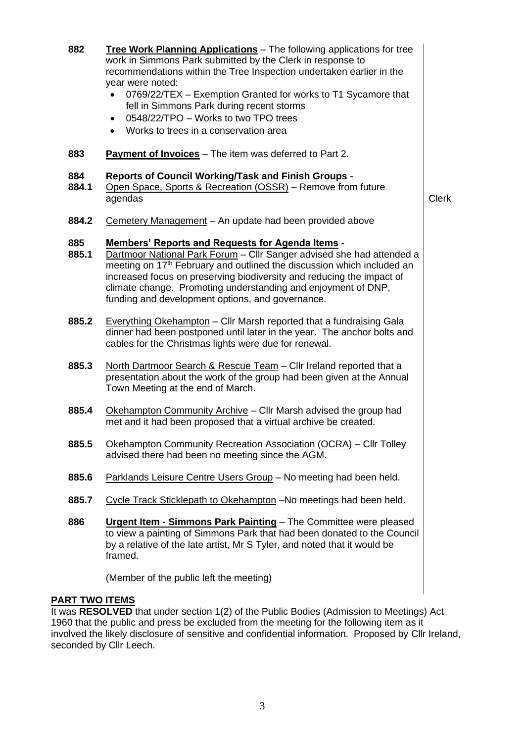**882** **Tree Work Planning Applications** – The following applications for tree work in Simmons Park submitted by the Clerk in response to recommendations within the Tree Inspection undertaken earlier in the year were noted:

- 0769/22/TEX – Exemption Granted for works to T1 Sycamore that fell in Simmons Park during recent storms
- 0548/22/TPO – Works to two TPO trees
- Works to trees in a conservation area

**883** **Payment of Invoices** – The item was deferred to Part 2.

**884** **Reports of Council Working/Task and Finish Groups** -

**884.1** Open Space, Sports & Recreation (OSSR) – Remove from future agendas — **Clerk**

**884.2** Cemetery Management – An update had been provided above

**885** **Members' Reports and Requests for Agenda Items** -

**885.1** Dartmoor National Park Forum – Cllr Sanger advised she had attended a meeting on 17th February and outlined the discussion which included an increased focus on preserving biodiversity and reducing the impact of climate change. Promoting understanding and enjoyment of DNP, funding and development options, and governance.

**885.2** Everything Okehampton – Cllr Marsh reported that a fundraising Gala dinner had been postponed until later in the year. The anchor bolts and cables for the Christmas lights were due for renewal.

**885.3** North Dartmoor Search & Rescue Team – Cllr Ireland reported that a presentation about the work of the group had been given at the Annual Town Meeting at the end of March.

**885.4** Okehampton Community Archive – Cllr Marsh advised the group had met and it had been proposed that a virtual archive be created.

**885.5** Okehampton Community Recreation Association (OCRA) – Cllr Tolley advised there had been no meeting since the AGM.

**885.6** Parklands Leisure Centre Users Group – No meeting had been held.

**885.7** Cycle Track Sticklepath to Okehampton –No meetings had been held.

**886** **Urgent Item - Simmons Park Painting** – The Committee were pleased to view a painting of Simmons Park that had been donated to the Council by a relative of the late artist, Mr S Tyler, and noted that it would be framed.

(Member of the public left the meeting)

**PART TWO ITEMS**

It was **RESOLVED** that under section 1(2) of the Public Bodies (Admission to Meetings) Act 1960 that the public and press be excluded from the meeting for the following item as it involved the likely disclosure of sensitive and confidential information. Proposed by Cllr Ireland, seconded by Cllr Leech.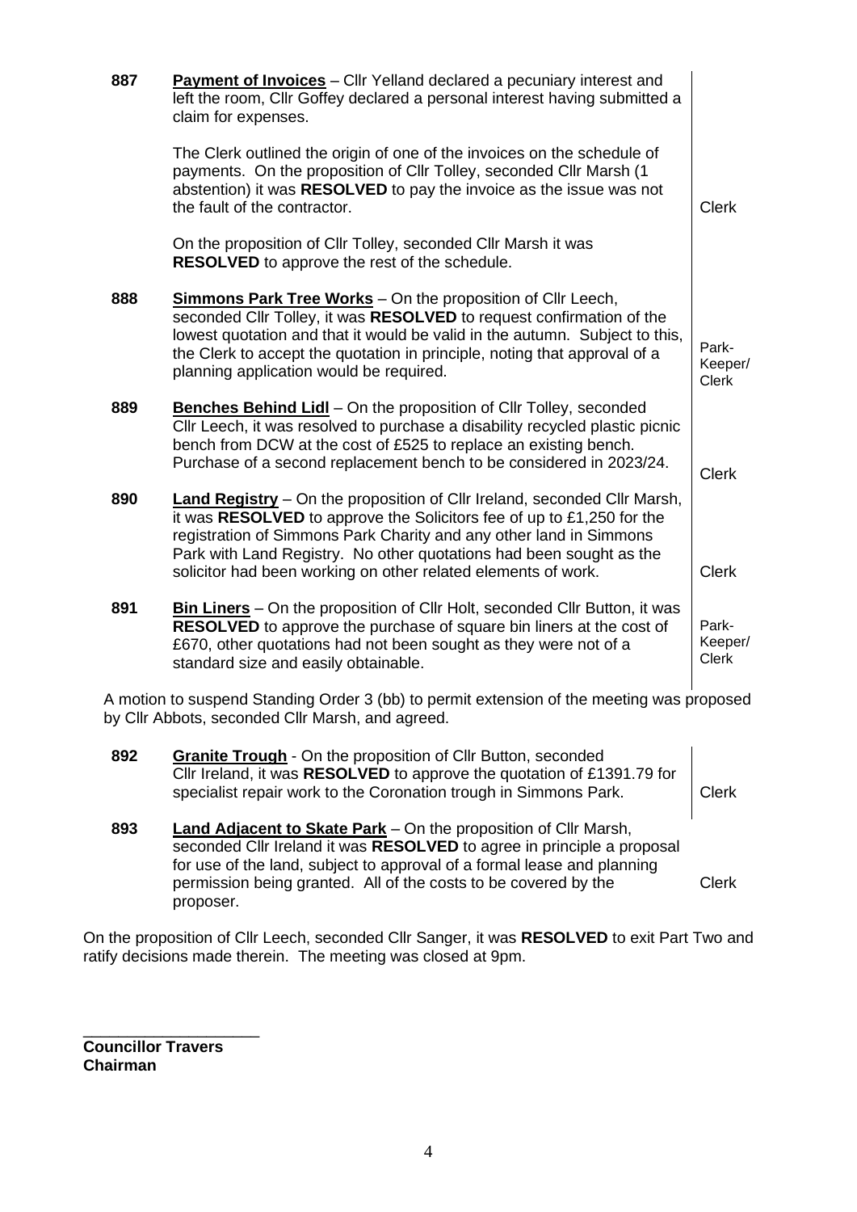| | | |
|---|---|---|
| **887** | **Payment of Invoices** – Cllr Yelland declared a pecuniary interest and left the room, Cllr Goffey declared a personal interest having submitted a claim for expenses.<br><br>The Clerk outlined the origin of one of the invoices on the schedule of payments. On the proposition of Cllr Tolley, seconded Cllr Marsh (1 abstention) it was **RESOLVED** to pay the invoice as the issue was not the fault of the contractor.<br><br>On the proposition of Cllr Tolley, seconded Cllr Marsh it was **RESOLVED** to approve the rest of the schedule. | Clerk |
| **888** | **Simmons Park Tree Works** – On the proposition of Cllr Leech, seconded Cllr Tolley, it was **RESOLVED** to request confirmation of the lowest quotation and that it would be valid in the autumn. Subject to this, the Clerk to accept the quotation in principle, noting that approval of a planning application would be required. | Park-Keeper/ Clerk |
| **889** | **Benches Behind Lidl** – On the proposition of Cllr Tolley, seconded Cllr Leech, it was resolved to purchase a disability recycled plastic picnic bench from DCW at the cost of £525 to replace an existing bench. Purchase of a second replacement bench to be considered in 2023/24. | Clerk |
| **890** | **Land Registry** – On the proposition of Cllr Ireland, seconded Cllr Marsh, it was **RESOLVED** to approve the Solicitors fee of up to £1,250 for the registration of Simmons Park Charity and any other land in Simmons Park with Land Registry. No other quotations had been sought as the solicitor had been working on other related elements of work. | Clerk |
| **891** | **Bin Liners** – On the proposition of Cllr Holt, seconded Cllr Button, it was **RESOLVED** to approve the purchase of square bin liners at the cost of £670, other quotations had not been sought as they were not of a standard size and easily obtainable. | Park-Keeper/ Clerk |

A motion to suspend Standing Order 3 (bb) to permit extension of the meeting was proposed by Cllr Abbots, seconded Cllr Marsh, and agreed.

| | | |
|---|---|---|
| **892** | **Granite Trough** - On the proposition of Cllr Button, seconded Cllr Ireland, it was **RESOLVED** to approve the quotation of £1391.79 for specialist repair work to the Coronation trough in Simmons Park. | Clerk |
| **893** | **Land Adjacent to Skate Park** – On the proposition of Cllr Marsh, seconded Cllr Ireland it was **RESOLVED** to agree in principle a proposal for use of the land, subject to approval of a formal lease and planning permission being granted. All of the costs to be covered by the proposer. | Clerk |

On the proposition of Cllr Leech, seconded Cllr Sanger, it was **RESOLVED** to exit Part Two and ratify decisions made therein. The meeting was closed at 9pm.

\_\_\_\_\_\_\_\_\_\_\_\_\_\_\_\_\_\_\_\_

**Councillor Travers**
**Chairman**